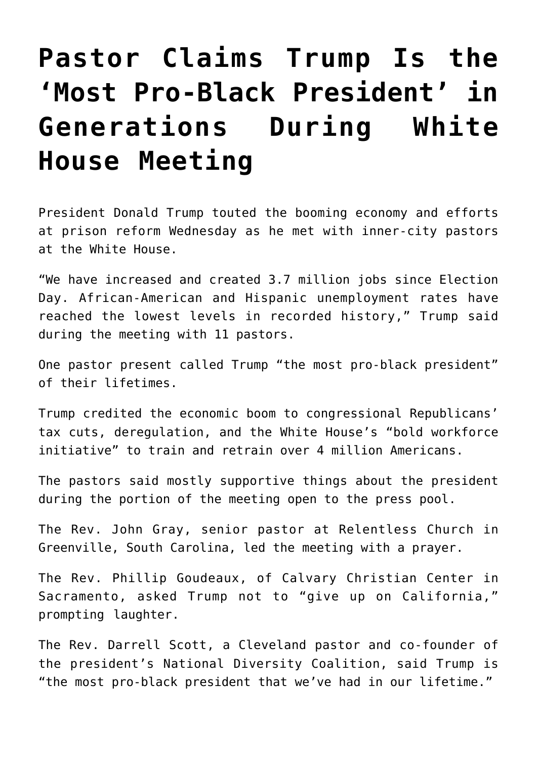# Pastor Claims Trump Is the 'Most Pro-Black President' in Generations During White House Meeting

President Donald Trump touted the booming economy and efforts at prison reform Wednesday as he met with inner-city pastors at the White House.

"We have increased and created 3.7 million jobs since Election Day. African-American and Hispanic unemployment rates have reached the lowest levels in recorded history," Trump said during the meeting with 11 pastors.

One pastor present called Trump "the most pro-black president" of their lifetimes.

Trump credited the economic boom to congressional Republicans' tax cuts, deregulation, and the White House's "bold workforce initiative" to train and retrain over 4 million Americans.

The pastors said mostly supportive things about the president during the portion of the meeting open to the press pool.

The Rev. John Gray, senior pastor at Relentless Church in Greenville, South Carolina, led the meeting with a prayer.

The Rev. Phillip Goudeaux, of Calvary Christian Center in Sacramento, asked Trump not to "give up on California," prompting laughter.

The Rev. Darrell Scott, a Cleveland pastor and co-founder of the president's National Diversity Coalition, said Trump is "the most pro-black president that we've had in our lifetime."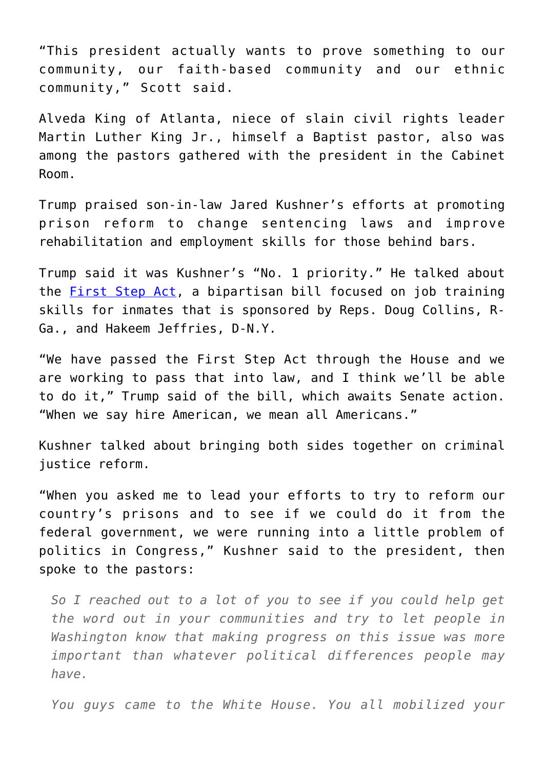"This president actually wants to prove something to our community, our faith-based community and our ethnic community," Scott said.

Alveda King of Atlanta, niece of slain civil rights leader Martin Luther King Jr., himself a Baptist pastor, also was among the pastors gathered with the president in the Cabinet Room.

Trump praised son-in-law Jared Kushner's efforts at promoting prison reform to change sentencing laws and improve rehabilitation and employment skills for those behind bars.

Trump said it was Kushner's "No. 1 priority." He talked about the [First Step Act](), a bipartisan bill focused on job training skills for inmates that is sponsored by Reps. Doug Collins, R-Ga., and Hakeem Jeffries, D-N.Y.

"We have passed the First Step Act through the House and we are working to pass that into law, and I think we'll be able to do it," Trump said of the bill, which awaits Senate action. "When we say hire American, we mean all Americans."

Kushner talked about bringing both sides together on criminal justice reform.

"When you asked me to lead your efforts to try to reform our country's prisons and to see if we could do it from the federal government, we were running into a little problem of politics in Congress," Kushner said to the president, then spoke to the pastors:

> *So I reached out to a lot of you to see if you could help get the word out in your communities and try to let people in Washington know that making progress on this issue was more important than whatever political differences people may have.*
>
> *You guys came to the White House. You all mobilized your*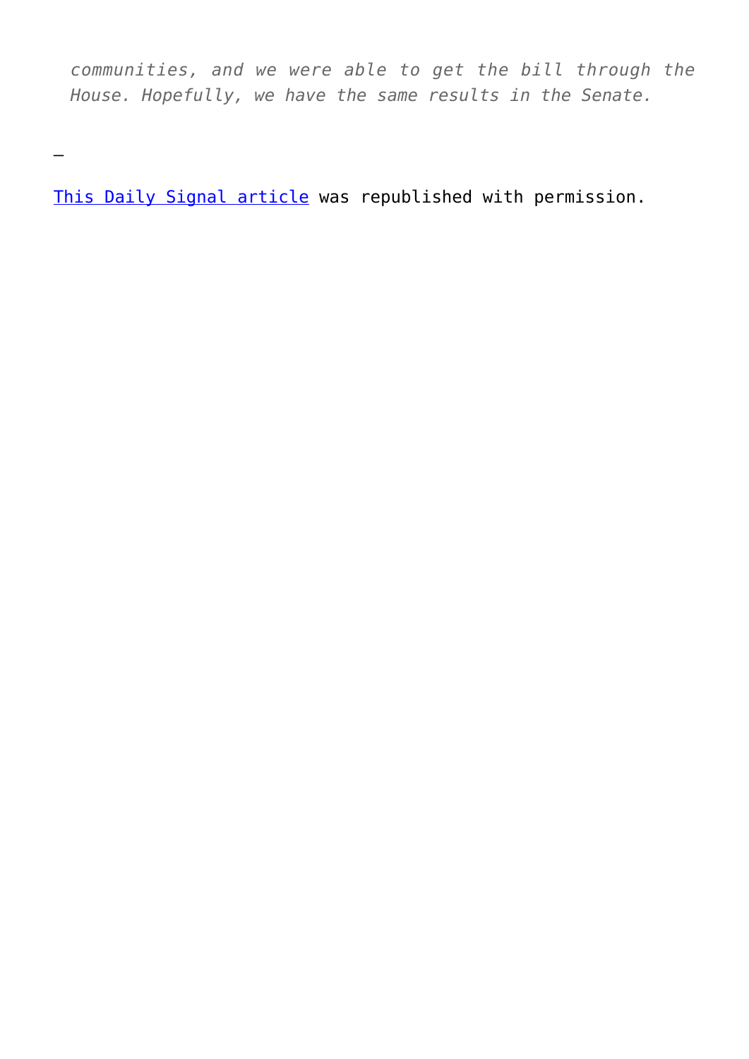*communities, and we were able to get the bill through the House. Hopefully, we have the same results in the Senate.*

—

This Daily Signal article was republished with permission.